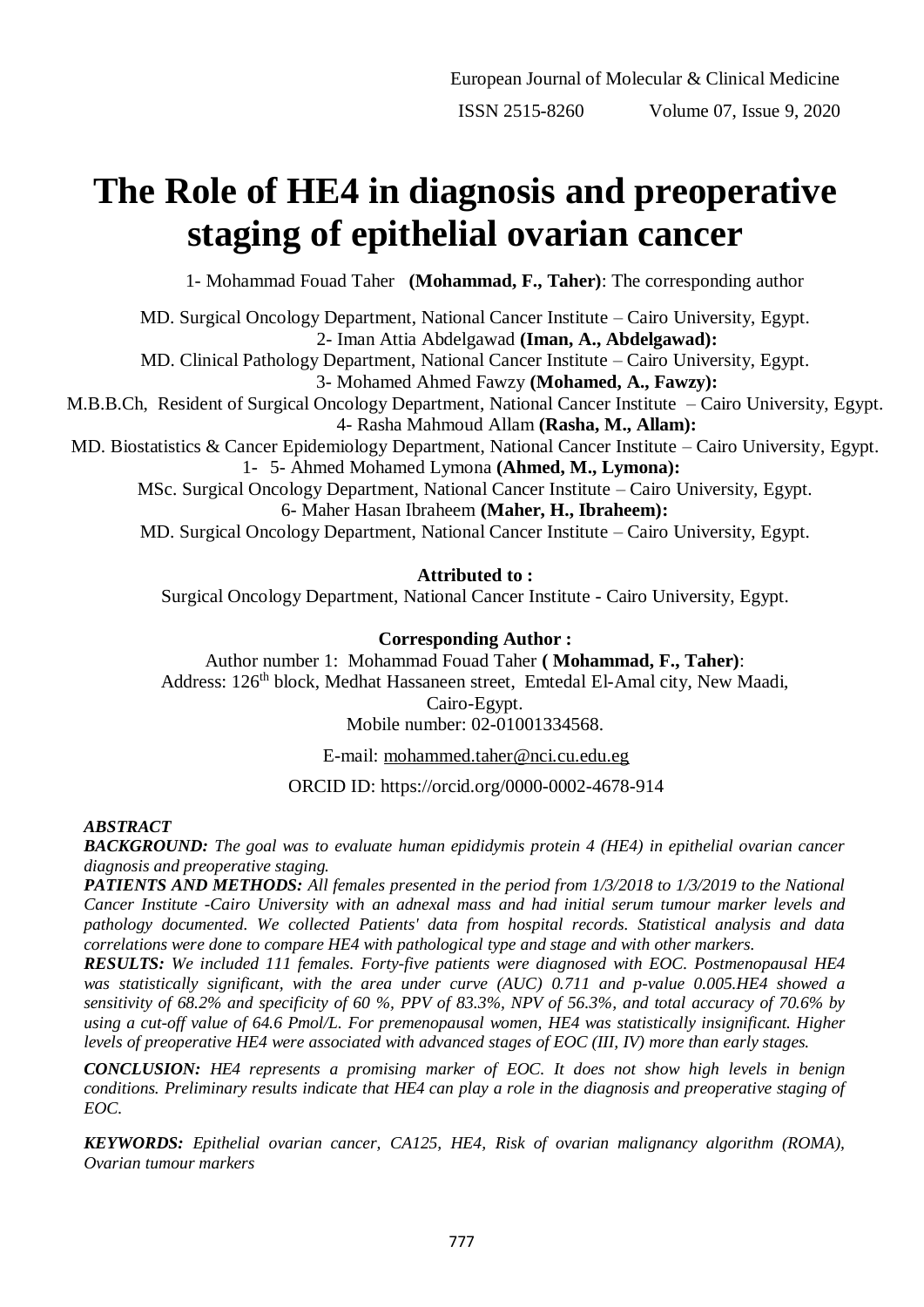# The Role of HE4 in diagnosis and preoperative staging of epithelial ovarian cancer

1- Mohammad Fouad Taher **(Mohammad, F., Taher)**: The corresponding author

MD. Surgical Oncology Department, National Cancer Institute – Cairo University, Egypt.

2- Iman Attia Abdelgawad **(Iman, A., Abdelgawad):**

MD. Clinical Pathology Department, National Cancer Institute – Cairo University, Egypt.

3- Mohamed Ahmed Fawzy **(Mohamed, A., Fawzy):**

M.B.B.Ch, Resident of Surgical Oncology Department, National Cancer Institute – Cairo University, Egypt.

4- Rasha Mahmoud Allam **(Rasha, M., Allam):**

MD. Biostatistics & Cancer Epidemiology Department, National Cancer Institute – Cairo University, Egypt.

1- 5- Ahmed Mohamed Lymona **(Ahmed, M., Lymona):**

MSc. Surgical Oncology Department, National Cancer Institute – Cairo University, Egypt.

6- Maher Hasan Ibraheem **(Maher, H., Ibraheem):**

MD. Surgical Oncology Department, National Cancer Institute – Cairo University, Egypt.

**Attributed to :**

Surgical Oncology Department, National Cancer Institute - Cairo University, Egypt.

**Corresponding Author :**

Author number 1: Mohammad Fouad Taher **( Mohammad, F., Taher)**:

Address: 126th block, Medhat Hassaneen street, Emtedal El-Amal city, New Maadi, Cairo-Egypt.

Mobile number: 02-01001334568.

E-mail: mohammed.taher@nci.cu.edu.eg

ORCID ID: https://orcid.org/0000-0002-4678-914

***ABSTRACT***

***BACKGROUND:*** *The goal was to evaluate human epididymis protein 4 (HE4) in epithelial ovarian cancer diagnosis and preoperative staging.*

***PATIENTS AND METHODS:*** *All females presented in the period from 1/3/2018 to 1/3/2019 to the National Cancer Institute -Cairo University with an adnexal mass and had initial serum tumour marker levels and pathology documented. We collected Patients' data from hospital records. Statistical analysis and data correlations were done to compare HE4 with pathological type and stage and with other markers.*

***RESULTS:*** *We included 111 females. Forty-five patients were diagnosed with EOC. Postmenopausal HE4 was statistically significant, with the area under curve (AUC) 0.711 and p-value 0.005.HE4 showed a sensitivity of 68.2% and specificity of 60 %, PPV of 83.3%, NPV of 56.3%, and total accuracy of 70.6% by using a cut-off value of 64.6 Pmol/L. For premenopausal women, HE4 was statistically insignificant. Higher levels of preoperative HE4 were associated with advanced stages of EOC (III, IV) more than early stages.*

***CONCLUSION:*** *HE4 represents a promising marker of EOC. It does not show high levels in benign conditions. Preliminary results indicate that HE4 can play a role in the diagnosis and preoperative staging of EOC.*

***KEYWORDS:*** *Epithelial ovarian cancer, CA125, HE4, Risk of ovarian malignancy algorithm (ROMA), Ovarian tumour markers*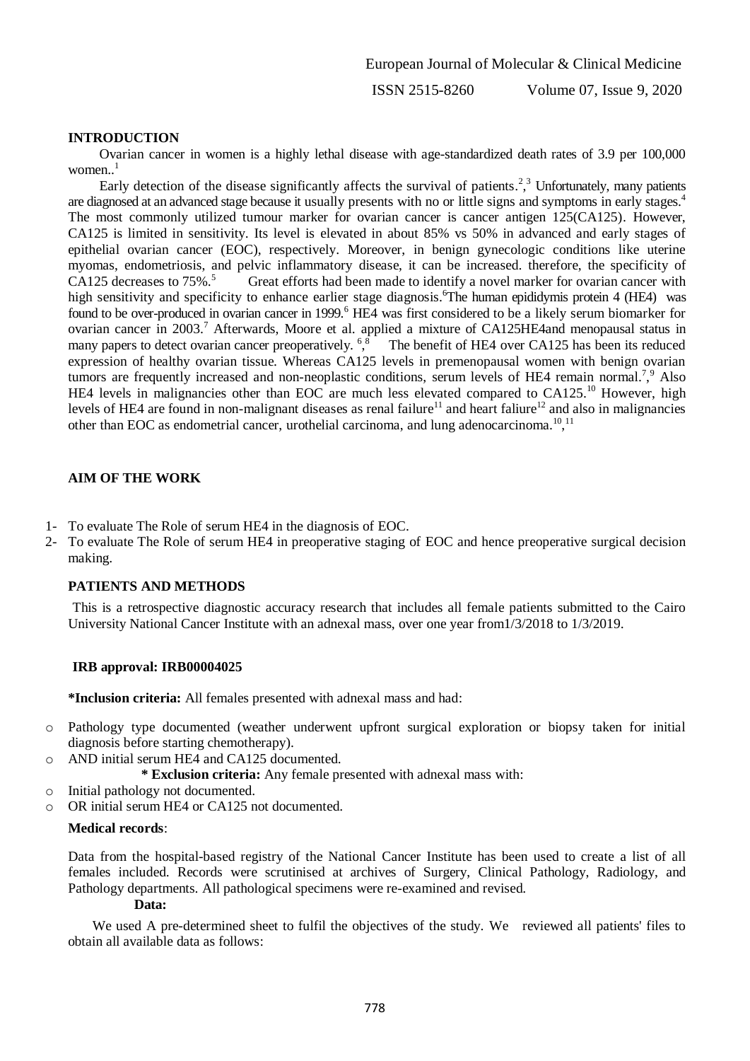## INTRODUCTION

Ovarian cancer in women is a highly lethal disease with age-standardized death rates of 3.9 per 100,000 women..[1]

Early detection of the disease significantly affects the survival of patients.[2,3] Unfortunately, many patients are diagnosed at an advanced stage because it usually presents with no or little signs and symptoms in early stages.[4] The most commonly utilized tumour marker for ovarian cancer is cancer antigen 125(CA125). However, CA125 is limited in sensitivity. Its level is elevated in about 85% vs 50% in advanced and early stages of epithelial ovarian cancer (EOC), respectively. Moreover, in benign gynecologic conditions like uterine myomas, endometriosis, and pelvic inflammatory disease, it can be increased. therefore, the specificity of CA125 decreases to 75%.[5] Great efforts had been made to identify a novel marker for ovarian cancer with high sensitivity and specificity to enhance earlier stage diagnosis.[6]The human epididymis protein 4 (HE4) was found to be over-produced in ovarian cancer in 1999.[6] HE4 was first considered to be a likely serum biomarker for ovarian cancer in 2003.[7] Afterwards, Moore et al. applied a mixture of CA125HE4and menopausal status in many papers to detect ovarian cancer preoperatively. [6,8] The benefit of HE4 over CA125 has been its reduced expression of healthy ovarian tissue. Whereas CA125 levels in premenopausal women with benign ovarian tumors are frequently increased and non-neoplastic conditions, serum levels of HE4 remain normal.[7,9] Also HE4 levels in malignancies other than EOC are much less elevated compared to CA125.[10] However, high levels of HE4 are found in non-malignant diseases as renal failure[11] and heart faliure[12] and also in malignancies other than EOC as endometrial cancer, urothelial carcinoma, and lung adenocarcinoma.[10,11]

## AIM OF THE WORK

1- To evaluate The Role of serum HE4 in the diagnosis of EOC.
2- To evaluate The Role of serum HE4 in preoperative staging of EOC and hence preoperative surgical decision making.

## PATIENTS AND METHODS

This is a retrospective diagnostic accuracy research that includes all female patients submitted to the Cairo University National Cancer Institute with an adnexal mass, over one year from1/3/2018 to 1/3/2019.

**IRB approval: IRB00004025**

**\*Inclusion criteria:** All females presented with adnexal mass and had:

- Pathology type documented (weather underwent upfront surgical exploration or biopsy taken for initial diagnosis before starting chemotherapy).
- AND initial serum HE4 and CA125 documented.

**\* Exclusion criteria:** Any female presented with adnexal mass with:

- Initial pathology not documented.
- OR initial serum HE4 or CA125 not documented.

**Medical records**:

Data from the hospital-based registry of the National Cancer Institute has been used to create a list of all females included. Records were scrutinised at archives of Surgery, Clinical Pathology, Radiology, and Pathology departments. All pathological specimens were re-examined and revised.

**Data:**

We used A pre-determined sheet to fulfil the objectives of the study. We reviewed all patients' files to obtain all available data as follows: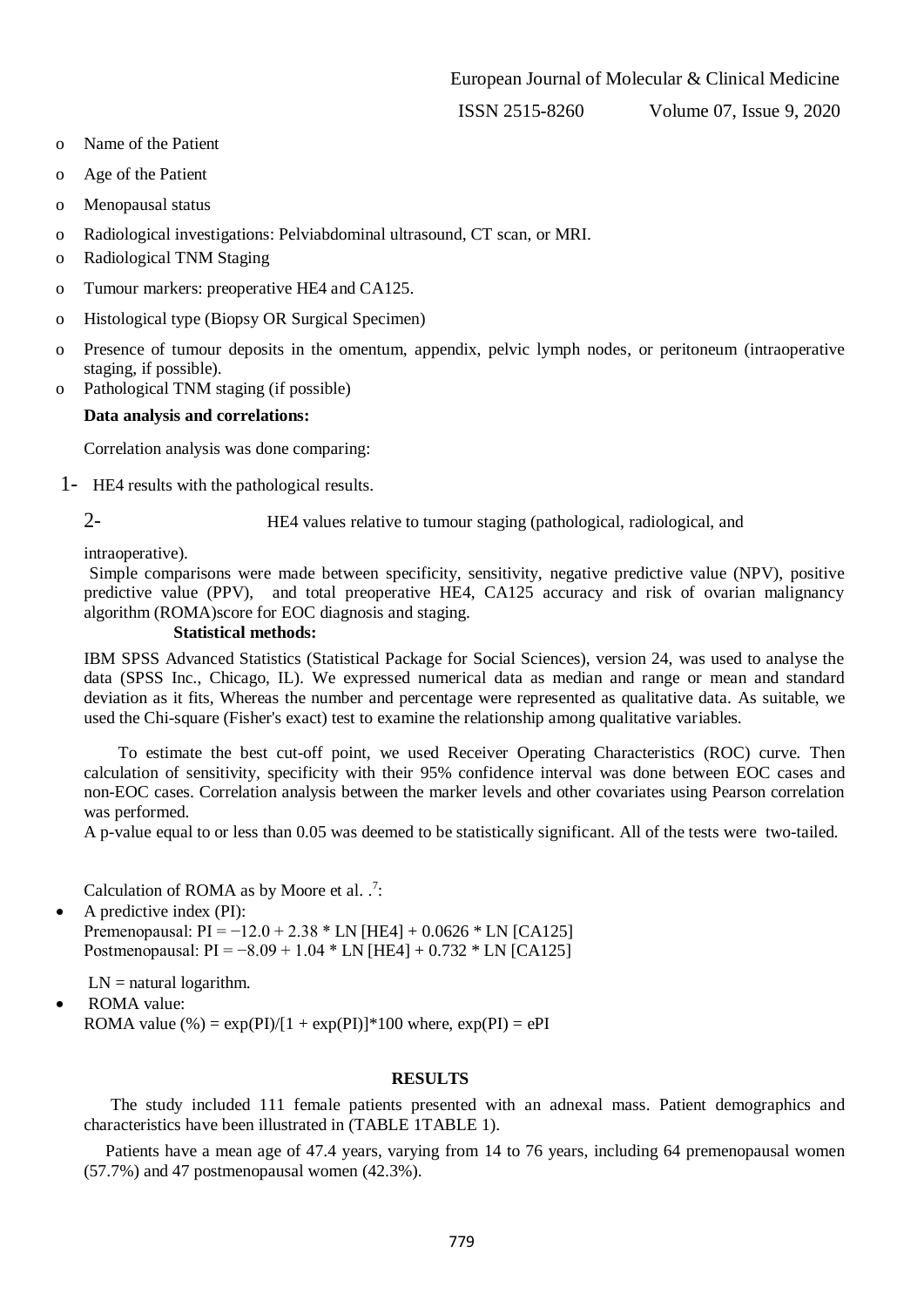- Name of the Patient
- Age of the Patient
- Menopausal status
- Radiological investigations: Pelviabdominal ultrasound, CT scan, or MRI.
- Radiological TNM Staging
- Tumour markers: preoperative HE4 and CA125.
- Histological type (Biopsy OR Surgical Specimen)
- Presence of tumour deposits in the omentum, appendix, pelvic lymph nodes, or peritoneum (intraoperative staging, if possible).
- Pathological TNM staging (if possible)

**Data analysis and correlations:**

Correlation analysis was done comparing:

1- HE4 results with the pathological results.

2- HE4 values relative to tumour staging (pathological, radiological, and intraoperative).

Simple comparisons were made between specificity, sensitivity, negative predictive value (NPV), positive predictive value (PPV), and total preoperative HE4, CA125 accuracy and risk of ovarian malignancy algorithm (ROMA)score for EOC diagnosis and staging.

**Statistical methods:**

IBM SPSS Advanced Statistics (Statistical Package for Social Sciences), version 24, was used to analyse the data (SPSS Inc., Chicago, IL). We expressed numerical data as median and range or mean and standard deviation as it fits, Whereas the number and percentage were represented as qualitative data. As suitable, we used the Chi-square (Fisher's exact) test to examine the relationship among qualitative variables.

To estimate the best cut-off point, we used Receiver Operating Characteristics (ROC) curve. Then calculation of sensitivity, specificity with their 95% confidence interval was done between EOC cases and non-EOC cases. Correlation analysis between the marker levels and other covariates using Pearson correlation was performed.

A p-value equal to or less than 0.05 was deemed to be statistically significant. All of the tests were two-tailed.

Calculation of ROMA as by Moore et al. .[7]:

- A predictive index (PI):
  Premenopausal: $PI = -12.0 + 2.38 * LN[HE4] + 0.0626 * LN[CA125]$
  Postmenopausal: $PI = -8.09 + 1.04 * LN[HE4] + 0.732 * LN[CA125]$

  LN = natural logarithm.
- ROMA value:
  ROMA value (%) = $\exp(PI)/[1 + \exp(PI)]*100$ where, $\exp(PI) = ePI$

## RESULTS

The study included 111 female patients presented with an adnexal mass. Patient demographics and characteristics have been illustrated in (TABLE 1TABLE 1).

Patients have a mean age of 47.4 years, varying from 14 to 76 years, including 64 premenopausal women (57.7%) and 47 postmenopausal women (42.3%).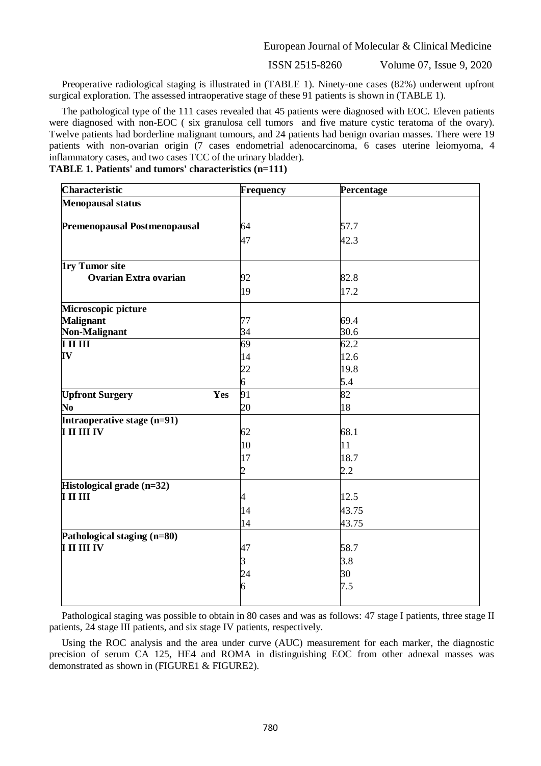Preoperative radiological staging is illustrated in (TABLE 1). Ninety-one cases (82%) underwent upfront surgical exploration. The assessed intraoperative stage of these 91 patients is shown in (TABLE 1).

The pathological type of the 111 cases revealed that 45 patients were diagnosed with EOC. Eleven patients were diagnosed with non-EOC ( six granulosa cell tumors and five mature cystic teratoma of the ovary). Twelve patients had borderline malignant tumours, and 24 patients had benign ovarian masses. There were 19 patients with non-ovarian origin (7 cases endometrial adenocarcinoma, 6 cases uterine leiomyoma, 4 inflammatory cases, and two cases TCC of the urinary bladder).

**TABLE 1. Patients' and tumors' characteristics (n=111)**

| Characteristic | Frequency | Percentage |
|---|---|---|
| **Menopausal status** | | |
| **Premenopausal** | 64 | 57.7 |
| **Postmenopausal** | 47 | 42.3 |
| **1ry Tumor site** | | |
| **Ovarian** | 92 | 82.8 |
| **Extra ovarian** | 19 | 17.2 |
| **Microscopic picture** | | |
| **Malignant** | 77 | 69.4 |
| **Non-Malignant** | 34 | 30.6 |
| **I** | 69 | 62.2 |
| **II** | 14 | 12.6 |
| **III** | 22 | 19.8 |
| **IV** | 6 | 5.4 |
| **Upfront Surgery Yes** | 91 | 82 |
| **No** | 20 | 18 |
| **Intraoperative stage (n=91)** | | |
| **I** | 62 | 68.1 |
| **II** | 10 | 11 |
| **III** | 17 | 18.7 |
| **IV** | 2 | 2.2 |
| **Histological grade (n=32)** | | |
| **I** | 4 | 12.5 |
| **II** | 14 | 43.75 |
| **III** | 14 | 43.75 |
| **Pathological staging (n=80)** | | |
| **I** | 47 | 58.7 |
| **II** | 3 | 3.8 |
| **III** | 24 | 30 |
| **IV** | 6 | 7.5 |

Pathological staging was possible to obtain in 80 cases and was as follows: 47 stage I patients, three stage II patients, 24 stage III patients, and six stage IV patients, respectively.

Using the ROC analysis and the area under curve (AUC) measurement for each marker, the diagnostic precision of serum CA 125, HE4 and ROMA in distinguishing EOC from other adnexal masses was demonstrated as shown in (FIGURE1 & FIGURE2).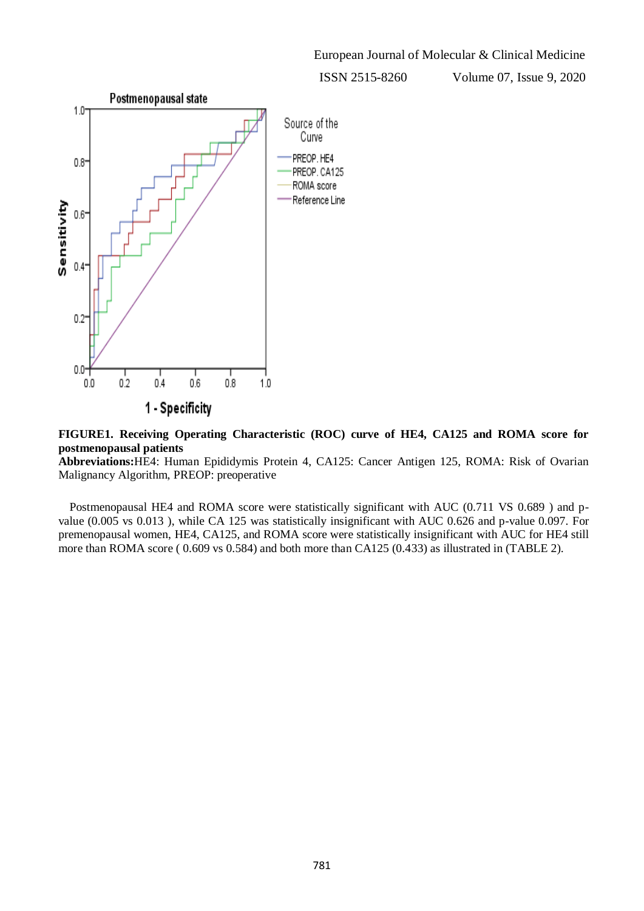**FIGURE1. Receiving Operating Characteristic (ROC) curve of HE4, CA125 and ROMA score for postmenopausal patients**

**Abbreviations:**HE4: Human Epididymis Protein 4, CA125: Cancer Antigen 125, ROMA: Risk of Ovarian Malignancy Algorithm, PREOP: preoperative

Postmenopausal HE4 and ROMA score were statistically significant with AUC (0.711 VS 0.689 ) and p-value (0.005 vs 0.013 ), while CA 125 was statistically insignificant with AUC 0.626 and p-value 0.097. For premenopausal women, HE4, CA125, and ROMA score were statistically insignificant with AUC for HE4 still more than ROMA score ( 0.609 vs 0.584) and both more than CA125 (0.433) as illustrated in (TABLE 2).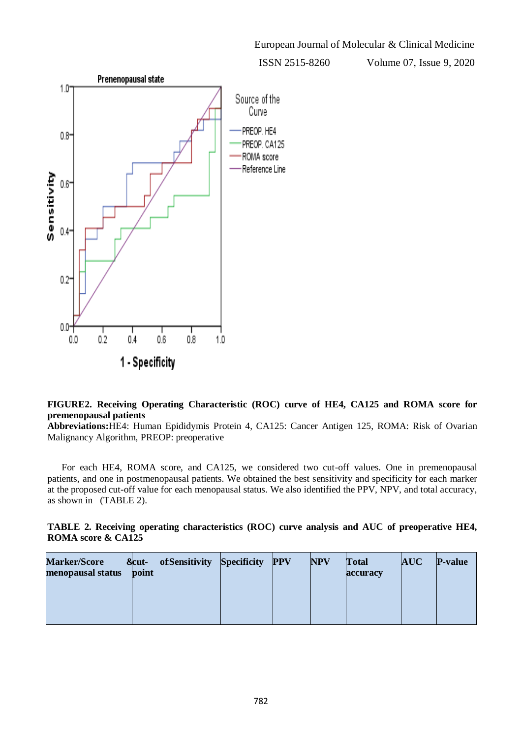**FIGURE2. Receiving Operating Characteristic (ROC) curve of HE4, CA125 and ROMA score for premenopausal patients**

**Abbreviations:**HE4: Human Epididymis Protein 4, CA125: Cancer Antigen 125, ROMA: Risk of Ovarian Malignancy Algorithm, PREOP: preoperative

For each HE4, ROMA score, and CA125, we considered two cut-off values. One in premenopausal patients, and one in postmenopausal patients. We obtained the best sensitivity and specificity for each marker at the proposed cut-off value for each menopausal status. We also identified the PPV, NPV, and total accuracy, as shown in (TABLE 2).

**TABLE 2. Receiving operating characteristics (ROC) curve analysis and AUC of preoperative HE4, ROMA score & CA125**

| Marker/Score & menopausal status | cut-off point | Sensitivity | Specificity | PPV | NPV | Total accuracy | AUC | P-value |
|---|---|---|---|---|---|---|---|---|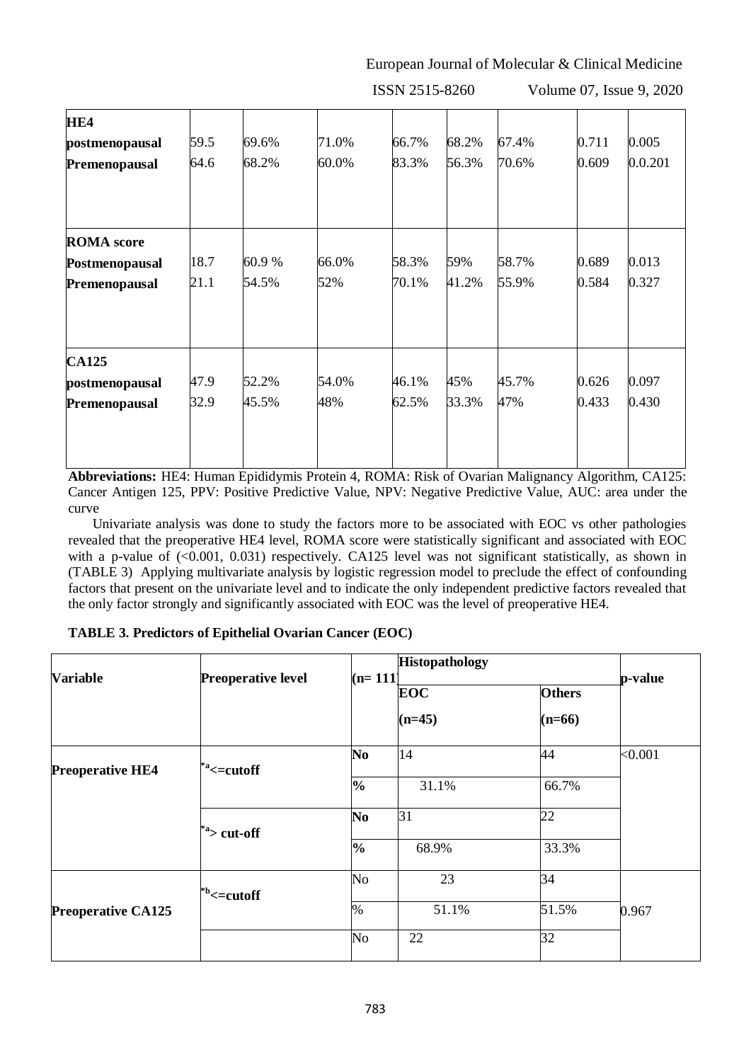| | | | | | | | | |
|---|---|---|---|---|---|---|---|---|
| **HE4** | | | | | | | | |
| **postmenopausal** | 59.5 | 69.6% | 71.0% | 66.7% | 68.2% | 67.4% | 0.711 | 0.005 |
| **Premenopausal** | 64.6 | 68.2% | 60.0% | 83.3% | 56.3% | 70.6% | 0.609 | 0.0.201 |
| **ROMA score** | | | | | | | | |
| **Postmenopausal** | 18.7 | 60.9 % | 66.0% | 58.3% | 59% | 58.7% | 0.689 | 0.013 |
| **Premenopausal** | 21.1 | 54.5% | 52% | 70.1% | 41.2% | 55.9% | 0.584 | 0.327 |
| **CA125** | | | | | | | | |
| **postmenopausal** | 47.9 | 52.2% | 54.0% | 46.1% | 45% | 45.7% | 0.626 | 0.097 |
| **Premenopausal** | 32.9 | 45.5% | 48% | 62.5% | 33.3% | 47% | 0.433 | 0.430 |

**Abbreviations:** HE4: Human Epididymis Protein 4, ROMA: Risk of Ovarian Malignancy Algorithm, CA125: Cancer Antigen 125, PPV: Positive Predictive Value, NPV: Negative Predictive Value, AUC: area under the curve

Univariate analysis was done to study the factors more to be associated with EOC vs other pathologies revealed that the preoperative HE4 level, ROMA score were statistically significant and associated with EOC with a p-value of (<0.001, 0.031) respectively. CA125 level was not significant statistically, as shown in (TABLE 3) Applying multivariate analysis by logistic regression model to preclude the effect of confounding factors that present on the univariate level and to indicate the only independent predictive factors revealed that the only factor strongly and significantly associated with EOC was the level of preoperative HE4.

**TABLE 3. Predictors of Epithelial Ovarian Cancer (EOC)**

| Variable | Preoperative level | (n= 111) | Histopathology | | p-value |
|---|---|---|---|---|---|
| | | | EOC (n=45) | Others (n=66) | |
| **Preoperative HE4** | [*a]<=cutoff | No | 14 | 44 | <0.001 |
| | | % | 31.1% | 66.7% | |
| | [*a]> cut-off | No | 31 | 22 | |
| | | % | 68.9% | 33.3% | |
| **Preoperative CA125** | [*b]<=cutoff | No | 23 | 34 | 0.967 |
| | | % | 51.1% | 51.5% | |
| | | No | 22 | 32 | |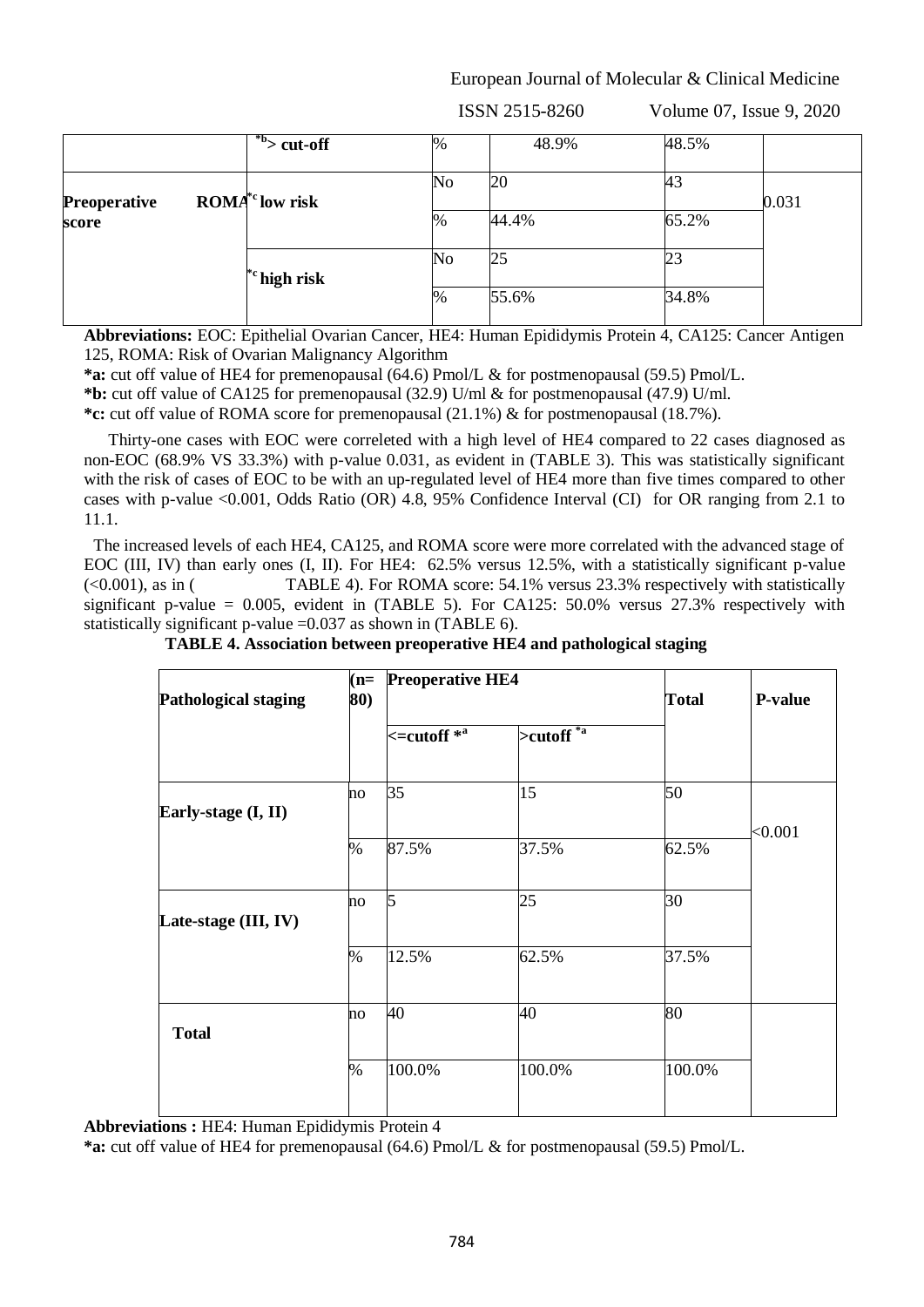| | | | | | |
|---|---|---|---|---|---|
| | *b > cut-off | % | 48.9% | 48.5% | |
| Preoperative ROMA score | *c low risk | No | 20 | 43 | 0.031 |
| | | % | 44.4% | 65.2% | |
| | *c high risk | No | 25 | 23 | |
| | | % | 55.6% | 34.8% | |

**Abbreviations:** EOC: Epithelial Ovarian Cancer, HE4: Human Epididymis Protein 4, CA125: Cancer Antigen 125, ROMA: Risk of Ovarian Malignancy Algorithm

**\*a:** cut off value of HE4 for premenopausal (64.6) Pmol/L & for postmenopausal (59.5) Pmol/L.

**\*b:** cut off value of CA125 for premenopausal (32.9) U/ml & for postmenopausal (47.9) U/ml.

**\*c:** cut off value of ROMA score for premenopausal (21.1%) & for postmenopausal (18.7%).

Thirty-one cases with EOC were correleted with a high level of HE4 compared to 22 cases diagnosed as non-EOC (68.9% VS 33.3%) with p-value 0.031, as evident in (TABLE 3). This was statistically significant with the risk of cases of EOC to be with an up-regulated level of HE4 more than five times compared to other cases with p-value <0.001, Odds Ratio (OR) 4.8, 95% Confidence Interval (CI) for OR ranging from 2.1 to 11.1.

The increased levels of each HE4, CA125, and ROMA score were more correlated with the advanced stage of EOC (III, IV) than early ones (I, II). For HE4: 62.5% versus 12.5%, with a statistically significant p-value (<0.001), as in ( TABLE 4). For ROMA score: 54.1% versus 23.3% respectively with statistically significant p-value = 0.005, evident in (TABLE 5). For CA125: 50.0% versus 27.3% respectively with statistically significant p-value =0.037 as shown in (TABLE 6).

**TABLE 4. Association between preoperative HE4 and pathological staging**

| Pathological staging | (n= 80) | Preoperative HE4 | | Total | P-value |
|---|---|---|---|---|---|
| | | <=cutoff *a | >cutoff *a | | |
| Early-stage (I, II) | no | 35 | 15 | 50 | <0.001 |
| | % | 87.5% | 37.5% | 62.5% | |
| Late-stage (III, IV) | no | 5 | 25 | 30 | |
| | % | 12.5% | 62.5% | 37.5% | |
| Total | no | 40 | 40 | 80 | |
| | % | 100.0% | 100.0% | 100.0% | |

**Abbreviations :** HE4: Human Epididymis Protein 4

**\*a:** cut off value of HE4 for premenopausal (64.6) Pmol/L & for postmenopausal (59.5) Pmol/L.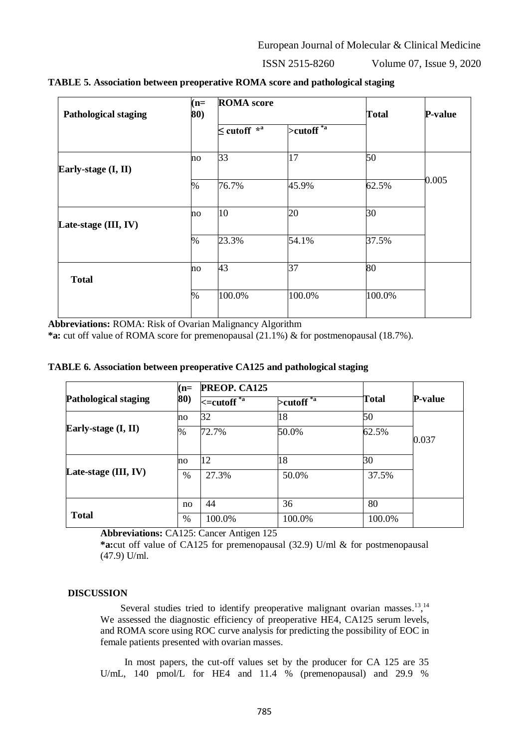**TABLE 5. Association between preoperative ROMA score and pathological staging**

| Pathological staging | (n= 80) | ROMA score | | Total | P-value |
|---|---|---|---|---|---|
| | | ≤ cutoff *a | >cutoff *a | | |
| Early-stage (I, II) | no | 33 | 17 | 50 | 0.005 |
| | % | 76.7% | 45.9% | 62.5% | |
| Late-stage (III, IV) | no | 10 | 20 | 30 | |
| | % | 23.3% | 54.1% | 37.5% | |
| Total | no | 43 | 37 | 80 | |
| | % | 100.0% | 100.0% | 100.0% | |

**Abbreviations:** ROMA: Risk of Ovarian Malignancy Algorithm

***a:** cut off value of ROMA score for premenopausal (21.1%) & for postmenopausal (18.7%).

**TABLE 6. Association between preoperative CA125 and pathological staging**

| Pathological staging | (n= 80) | PREOP. CA125 | | Total | P-value |
|---|---|---|---|---|---|
| | | <=cutoff *a | >cutoff *a | | |
| Early-stage (I, II) | no | 32 | 18 | 50 | 0.037 |
| | % | 72.7% | 50.0% | 62.5% | |
| Late-stage (III, IV) | no | 12 | 18 | 30 | |
| | % | 27.3% | 50.0% | 37.5% | |
| Total | no | 44 | 36 | 80 | |
| | % | 100.0% | 100.0% | 100.0% | |

**Abbreviations:** CA125: Cancer Antigen 125

***a:**cut off value of CA125 for premenopausal (32.9) U/ml & for postmenopausal (47.9) U/ml.

## DISCUSSION

Several studies tried to identify preoperative malignant ovarian masses.[13,14] We assessed the diagnostic efficiency of preoperative HE4, CA125 serum levels, and ROMA score using ROC curve analysis for predicting the possibility of EOC in female patients presented with ovarian masses.

In most papers, the cut-off values set by the producer for CA 125 are 35 U/mL, 140 pmol/L for HE4 and 11.4 % (premenopausal) and 29.9 %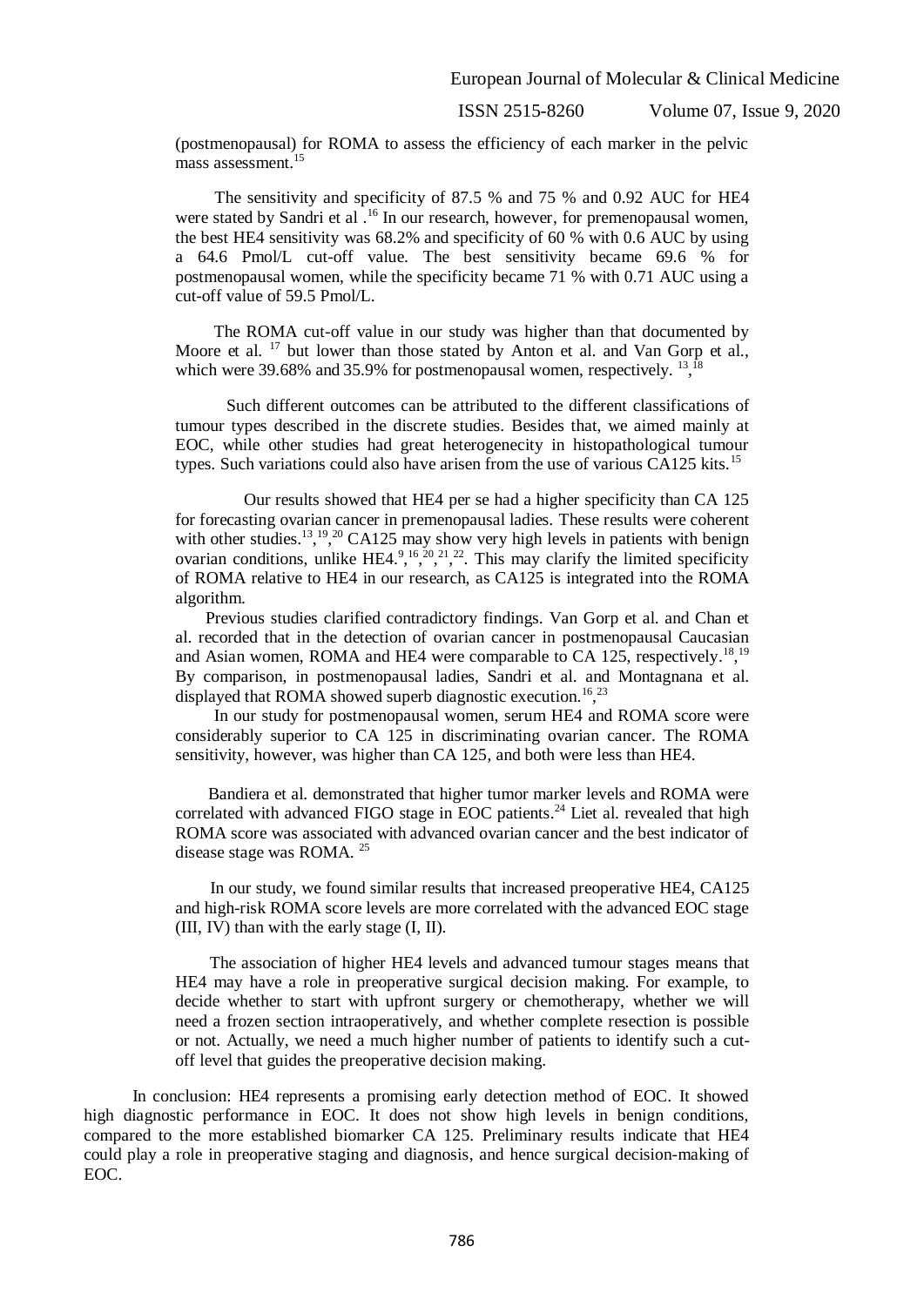(postmenopausal) for ROMA to assess the efficiency of each marker in the pelvic mass assessment.[15]

The sensitivity and specificity of 87.5 % and 75 % and 0.92 AUC for HE4 were stated by Sandri et al .[16] In our research, however, for premenopausal women, the best HE4 sensitivity was 68.2% and specificity of 60 % with 0.6 AUC by using a 64.6 Pmol/L cut-off value. The best sensitivity became 69.6 % for postmenopausal women, while the specificity became 71 % with 0.71 AUC using a cut-off value of 59.5 Pmol/L.

The ROMA cut-off value in our study was higher than that documented by Moore et al. [17] but lower than those stated by Anton et al. and Van Gorp et al., which were 39.68% and 35.9% for postmenopausal women, respectively. [13,18]

Such different outcomes can be attributed to the different classifications of tumour types described in the discrete studies. Besides that, we aimed mainly at EOC, while other studies had great heterogenecity in histopathological tumour types. Such variations could also have arisen from the use of various CA125 kits.[15]

Our results showed that HE4 per se had a higher specificity than CA 125 for forecasting ovarian cancer in premenopausal ladies. These results were coherent with other studies.[13,19,20] CA125 may show very high levels in patients with benign ovarian conditions, unlike HE4.[9,16,20,21,22]. This may clarify the limited specificity of ROMA relative to HE4 in our research, as CA125 is integrated into the ROMA algorithm.

Previous studies clarified contradictory findings. Van Gorp et al. and Chan et al. recorded that in the detection of ovarian cancer in postmenopausal Caucasian and Asian women, ROMA and HE4 were comparable to CA 125, respectively.[18,19] By comparison, in postmenopausal ladies, Sandri et al. and Montagnana et al. displayed that ROMA showed superb diagnostic execution.[16,23]

In our study for postmenopausal women, serum HE4 and ROMA score were considerably superior to CA 125 in discriminating ovarian cancer. The ROMA sensitivity, however, was higher than CA 125, and both were less than HE4.

Bandiera et al. demonstrated that higher tumor marker levels and ROMA were correlated with advanced FIGO stage in EOC patients.[24] Liet al. revealed that high ROMA score was associated with advanced ovarian cancer and the best indicator of disease stage was ROMA. [25]

In our study, we found similar results that increased preoperative HE4, CA125 and high-risk ROMA score levels are more correlated with the advanced EOC stage (III, IV) than with the early stage (I, II).

The association of higher HE4 levels and advanced tumour stages means that HE4 may have a role in preoperative surgical decision making. For example, to decide whether to start with upfront surgery or chemotherapy, whether we will need a frozen section intraoperatively, and whether complete resection is possible or not. Actually, we need a much higher number of patients to identify such a cut-off level that guides the preoperative decision making.

In conclusion: HE4 represents a promising early detection method of EOC. It showed high diagnostic performance in EOC. It does not show high levels in benign conditions, compared to the more established biomarker CA 125. Preliminary results indicate that HE4 could play a role in preoperative staging and diagnosis, and hence surgical decision-making of EOC.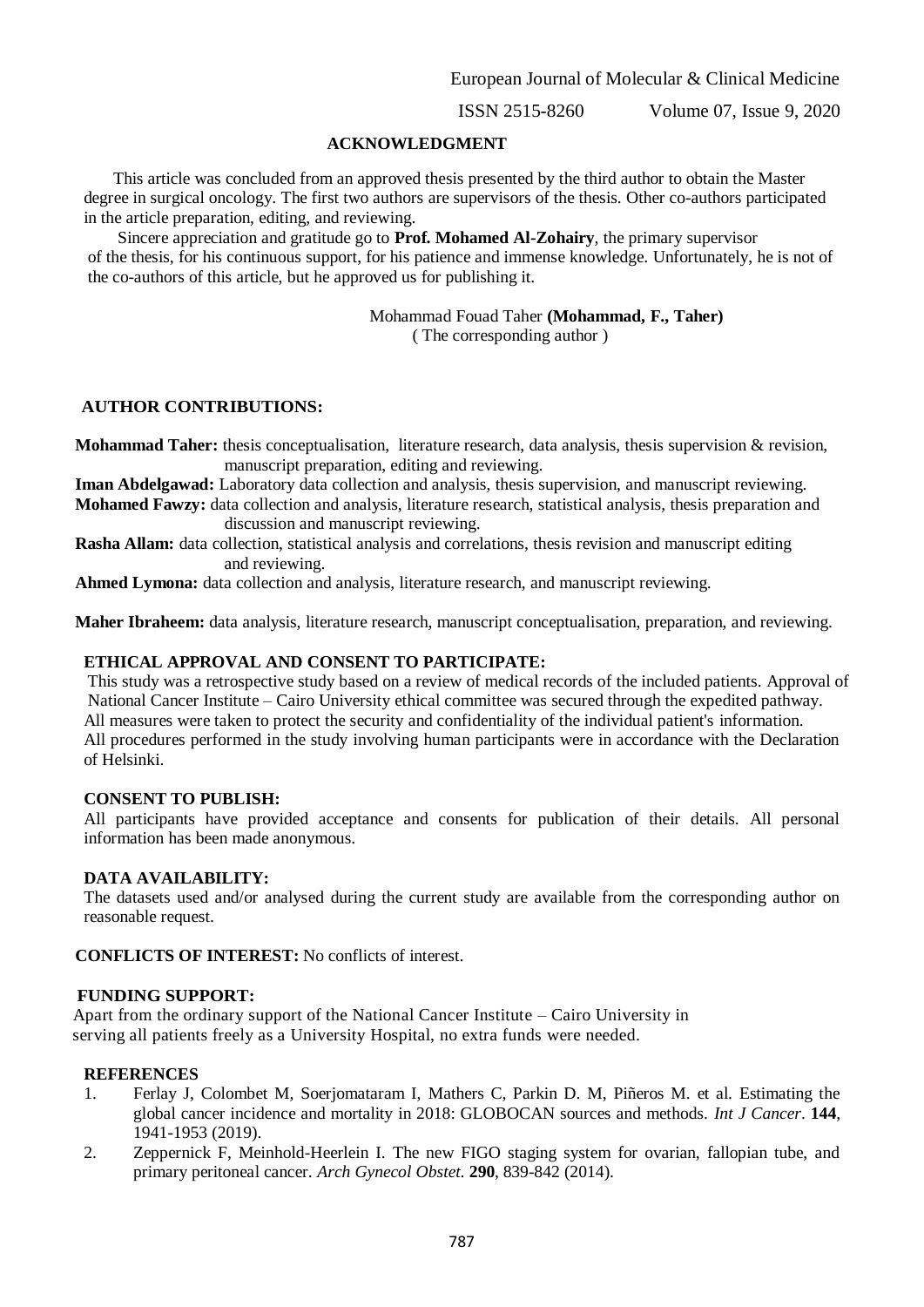## ACKNOWLEDGMENT

This article was concluded from an approved thesis presented by the third author to obtain the Master degree in surgical oncology. The first two authors are supervisors of the thesis. Other co-authors participated in the article preparation, editing, and reviewing.

Sincere appreciation and gratitude go to **Prof. Mohamed Al-Zohairy**, the primary supervisor of the thesis, for his continuous support, for his patience and immense knowledge. Unfortunately, he is not of the co-authors of this article, but he approved us for publishing it.

Mohammad Fouad Taher **(Mohammad, F., Taher)**
( The corresponding author )

## AUTHOR CONTRIBUTIONS:

**Mohammad Taher:** thesis conceptualisation, literature research, data analysis, thesis supervision & revision, manuscript preparation, editing and reviewing.

**Iman Abdelgawad:** Laboratory data collection and analysis, thesis supervision, and manuscript reviewing.

**Mohamed Fawzy:** data collection and analysis, literature research, statistical analysis, thesis preparation and discussion and manuscript reviewing.

**Rasha Allam:** data collection, statistical analysis and correlations, thesis revision and manuscript editing and reviewing.

**Ahmed Lymona:** data collection and analysis, literature research, and manuscript reviewing.

**Maher Ibraheem:** data analysis, literature research, manuscript conceptualisation, preparation, and reviewing.

## ETHICAL APPROVAL AND CONSENT TO PARTICIPATE:

This study was a retrospective study based on a review of medical records of the included patients. Approval of National Cancer Institute – Cairo University ethical committee was secured through the expedited pathway. All measures were taken to protect the security and confidentiality of the individual patient's information. All procedures performed in the study involving human participants were in accordance with the Declaration of Helsinki.

## CONSENT TO PUBLISH:

All participants have provided acceptance and consents for publication of their details. All personal information has been made anonymous.

## DATA AVAILABILITY:

The datasets used and/or analysed during the current study are available from the corresponding author on reasonable request.

**CONFLICTS OF INTEREST:** No conflicts of interest.

## FUNDING SUPPORT:

Apart from the ordinary support of the National Cancer Institute – Cairo University in serving all patients freely as a University Hospital, no extra funds were needed.

## REFERENCES

1. Ferlay J, Colombet M, Soerjomataram I, Mathers C, Parkin D. M, Piñeros M. et al. Estimating the global cancer incidence and mortality in 2018: GLOBOCAN sources and methods. *Int J Cancer*. **144**, 1941-1953 (2019).
2. Zeppernick F, Meinhold-Heerlein I. The new FIGO staging system for ovarian, fallopian tube, and primary peritoneal cancer. *Arch Gynecol Obstet.* **290**, 839-842 (2014).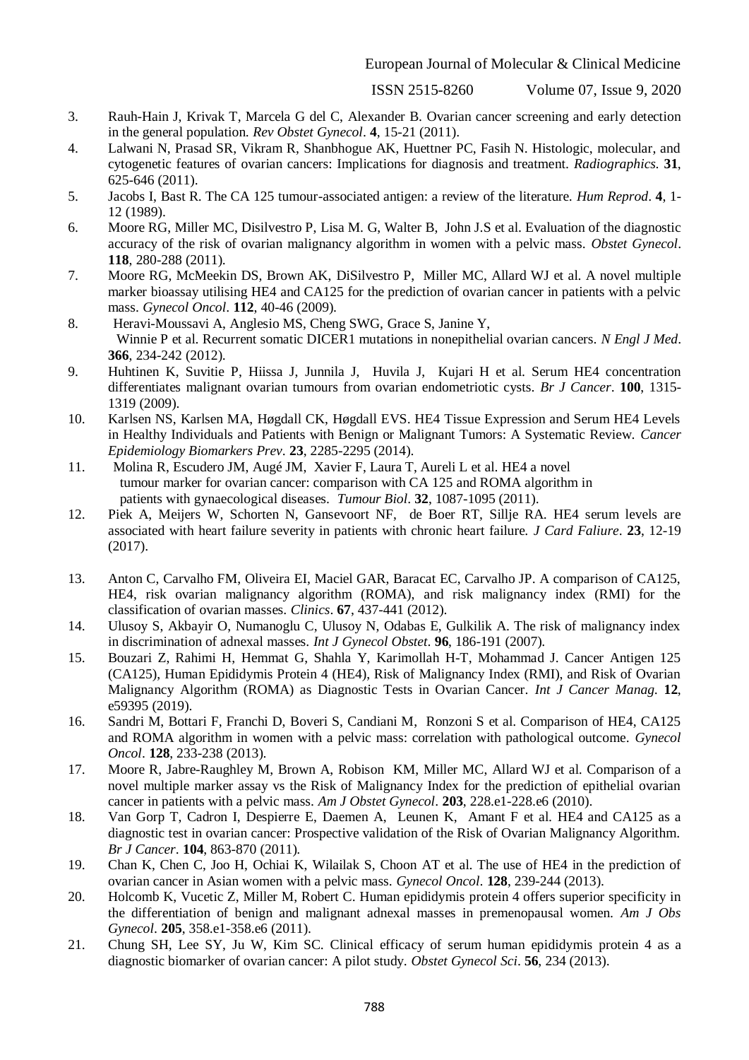3. Rauh-Hain J, Krivak T, Marcela G del C, Alexander B. Ovarian cancer screening and early detection in the general population. *Rev Obstet Gynecol*. **4**, 15-21 (2011).
4. Lalwani N, Prasad SR, Vikram R, Shanbhogue AK, Huettner PC, Fasih N. Histologic, molecular, and cytogenetic features of ovarian cancers: Implications for diagnosis and treatment. *Radiographics*. **31**, 625-646 (2011).
5. Jacobs I, Bast R. The CA 125 tumour-associated antigen: a review of the literature. *Hum Reprod*. **4**, 1-12 (1989).
6. Moore RG, Miller MC, Disilvestro P, Lisa M. G, Walter B, John J.S et al. Evaluation of the diagnostic accuracy of the risk of ovarian malignancy algorithm in women with a pelvic mass. *Obstet Gynecol*. **118**, 280-288 (2011).
7. Moore RG, McMeekin DS, Brown AK, DiSilvestro P, Miller MC, Allard WJ et al. A novel multiple marker bioassay utilising HE4 and CA125 for the prediction of ovarian cancer in patients with a pelvic mass. *Gynecol Oncol*. **112**, 40-46 (2009).
8. Heravi-Moussavi A, Anglesio MS, Cheng SWG, Grace S, Janine Y, Winnie P et al. Recurrent somatic DICER1 mutations in nonepithelial ovarian cancers. *N Engl J Med*. **366**, 234-242 (2012).
9. Huhtinen K, Suvitie P, Hiissa J, Junnila J, Huvila J, Kujari H et al. Serum HE4 concentration differentiates malignant ovarian tumours from ovarian endometriotic cysts. *Br J Cancer*. **100**, 1315-1319 (2009).
10. Karlsen NS, Karlsen MA, Høgdall CK, Høgdall EVS. HE4 Tissue Expression and Serum HE4 Levels in Healthy Individuals and Patients with Benign or Malignant Tumors: A Systematic Review. *Cancer Epidemiology Biomarkers Prev*. **23**, 2285-2295 (2014).
11. Molina R, Escudero JM, Augé JM, Xavier F, Laura T, Aureli L et al. HE4 a novel tumour marker for ovarian cancer: comparison with CA 125 and ROMA algorithm in patients with gynaecological diseases. *Tumour Biol*. **32**, 1087-1095 (2011).
12. Piek A, Meijers W, Schorten N, Gansevoort NF, de Boer RT, Sillje RA. HE4 serum levels are associated with heart failure severity in patients with chronic heart failure. *J Card Faliure*. **23**, 12-19 (2017).
13. Anton C, Carvalho FM, Oliveira EI, Maciel GAR, Baracat EC, Carvalho JP. A comparison of CA125, HE4, risk ovarian malignancy algorithm (ROMA), and risk malignancy index (RMI) for the classification of ovarian masses. *Clinics*. **67**, 437-441 (2012).
14. Ulusoy S, Akbayir O, Numanoglu C, Ulusoy N, Odabas E, Gulkilik A. The risk of malignancy index in discrimination of adnexal masses. *Int J Gynecol Obstet*. **96**, 186-191 (2007).
15. Bouzari Z, Rahimi H, Hemmat G, Shahla Y, Karimollah H-T, Mohammad J. Cancer Antigen 125 (CA125), Human Epididymis Protein 4 (HE4), Risk of Malignancy Index (RMI), and Risk of Ovarian Malignancy Algorithm (ROMA) as Diagnostic Tests in Ovarian Cancer. *Int J Cancer Manag*. **12**, e59395 (2019).
16. Sandri M, Bottari F, Franchi D, Boveri S, Candiani M, Ronzoni S et al. Comparison of HE4, CA125 and ROMA algorithm in women with a pelvic mass: correlation with pathological outcome. *Gynecol Oncol*. **128**, 233-238 (2013).
17. Moore R, Jabre-Raughley M, Brown A, Robison KM, Miller MC, Allard WJ et al. Comparison of a novel multiple marker assay vs the Risk of Malignancy Index for the prediction of epithelial ovarian cancer in patients with a pelvic mass. *Am J Obstet Gynecol*. **203**, 228.e1-228.e6 (2010).
18. Van Gorp T, Cadron I, Despierre E, Daemen A, Leunen K, Amant F et al. HE4 and CA125 as a diagnostic test in ovarian cancer: Prospective validation of the Risk of Ovarian Malignancy Algorithm. *Br J Cancer*. **104**, 863-870 (2011).
19. Chan K, Chen C, Joo H, Ochiai K, Wilailak S, Choon AT et al. The use of HE4 in the prediction of ovarian cancer in Asian women with a pelvic mass. *Gynecol Oncol*. **128**, 239-244 (2013).
20. Holcomb K, Vucetic Z, Miller M, Robert C. Human epididymis protein 4 offers superior specificity in the differentiation of benign and malignant adnexal masses in premenopausal women. *Am J Obs Gynecol*. **205**, 358.e1-358.e6 (2011).
21. Chung SH, Lee SY, Ju W, Kim SC. Clinical efficacy of serum human epididymis protein 4 as a diagnostic biomarker of ovarian cancer: A pilot study. *Obstet Gynecol Sci*. **56**, 234 (2013).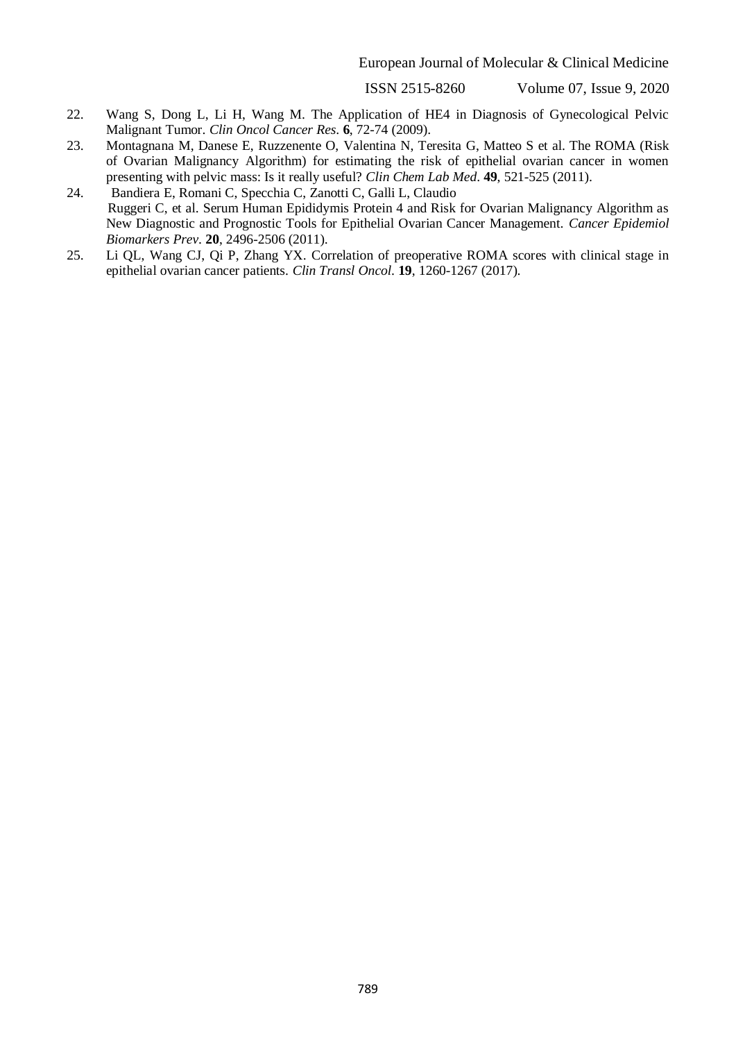22. Wang S, Dong L, Li H, Wang M. The Application of HE4 in Diagnosis of Gynecological Pelvic Malignant Tumor. *Clin Oncol Cancer Res*. **6**, 72-74 (2009).
23. Montagnana M, Danese E, Ruzzenente O, Valentina N, Teresita G, Matteo S et al. The ROMA (Risk of Ovarian Malignancy Algorithm) for estimating the risk of epithelial ovarian cancer in women presenting with pelvic mass: Is it really useful? *Clin Chem Lab Med*. **49**, 521-525 (2011).
24. Bandiera E, Romani C, Specchia C, Zanotti C, Galli L, Claudio Ruggeri C, et al. Serum Human Epididymis Protein 4 and Risk for Ovarian Malignancy Algorithm as New Diagnostic and Prognostic Tools for Epithelial Ovarian Cancer Management. *Cancer Epidemiol Biomarkers Prev*. **20**, 2496-2506 (2011).
25. Li QL, Wang CJ, Qi P, Zhang YX. Correlation of preoperative ROMA scores with clinical stage in epithelial ovarian cancer patients. *Clin Transl Oncol*. **19**, 1260-1267 (2017).